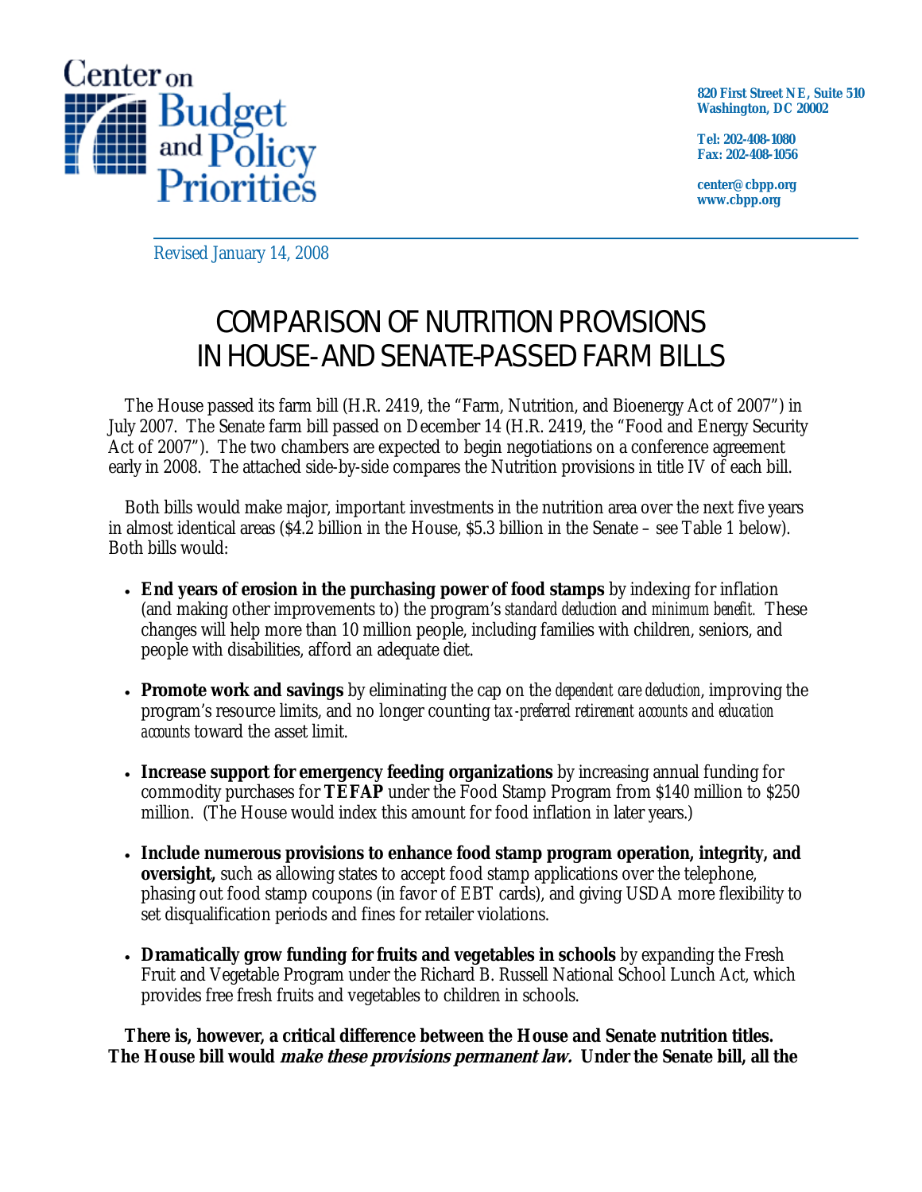Center on Budget and Policy Priorities

820 First Street NE, Suite 510
Washington, DC 20002

Tel: 202-408-1080
Fax: 202-408-1056

center@cbpp.org
www.cbpp.org

Revised January 14, 2008

# COMPARISON OF NUTRITION PROVISIONS IN HOUSE- AND SENATE-PASSED FARM BILLS

The House passed its farm bill (H.R. 2419, the "Farm, Nutrition, and Bioenergy Act of 2007") in July 2007. The Senate farm bill passed on December 14 (H.R. 2419, the "Food and Energy Security Act of 2007"). The two chambers are expected to begin negotiations on a conference agreement early in 2008. The attached side-by-side compares the Nutrition provisions in title IV of each bill.

Both bills would make major, important investments in the nutrition area over the next five years in almost identical areas ($4.2 billion in the House, $5.3 billion in the Senate – see Table 1 below). Both bills would:

- **End years of erosion in the purchasing power of food stamps** by indexing for inflation (and making other improvements to) the program's *standard deduction* and *minimum benefit.* These changes will help more than 10 million people, including families with children, seniors, and people with disabilities, afford an adequate diet.
- **Promote work and savings** by eliminating the cap on the *dependent care deduction*, improving the program's resource limits, and no longer counting *tax-preferred retirement accounts and education accounts* toward the asset limit.
- **Increase support for emergency feeding organizations** by increasing annual funding for commodity purchases for **TEFAP** under the Food Stamp Program from $140 million to $250 million. (The House would index this amount for food inflation in later years.)
- **Include numerous provisions to enhance food stamp program operation, integrity, and oversight,** such as allowing states to accept food stamp applications over the telephone, phasing out food stamp coupons (in favor of EBT cards), and giving USDA more flexibility to set disqualification periods and fines for retailer violations.
- **Dramatically grow funding for fruits and vegetables in schools** by expanding the Fresh Fruit and Vegetable Program under the Richard B. Russell National School Lunch Act, which provides free fresh fruits and vegetables to children in schools.

**There is, however, a critical difference between the House and Senate nutrition titles. The House bill would *make these provisions permanent law.* Under the Senate bill, all the**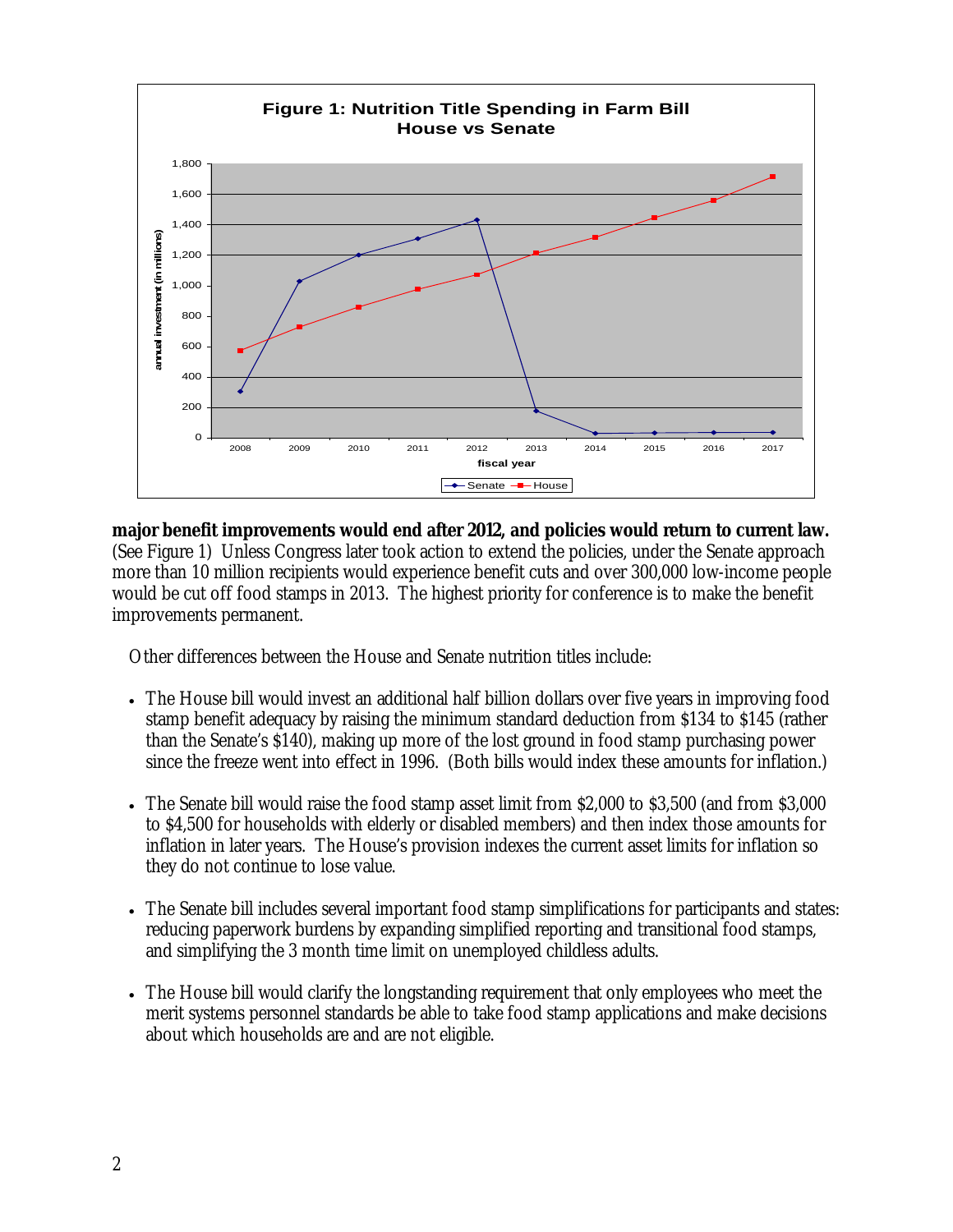**major benefit improvements would end after 2012, and policies would return to current law.** (See Figure 1) Unless Congress later took action to extend the policies, under the Senate approach more than 10 million recipients would experience benefit cuts and over 300,000 low-income people would be cut off food stamps in 2013. The highest priority for conference is to make the benefit improvements permanent.

Other differences between the House and Senate nutrition titles include:

- The House bill would invest an additional half billion dollars over five years in improving food stamp benefit adequacy by raising the minimum standard deduction from $134 to $145 (rather than the Senate's $140), making up more of the lost ground in food stamp purchasing power since the freeze went into effect in 1996. (Both bills would index these amounts for inflation.)

- The Senate bill would raise the food stamp asset limit from $2,000 to $3,500 (and from $3,000 to $4,500 for households with elderly or disabled members) and then index those amounts for inflation in later years. The House's provision indexes the current asset limits for inflation so they do not continue to lose value.

- The Senate bill includes several important food stamp simplifications for participants and states: reducing paperwork burdens by expanding simplified reporting and transitional food stamps, and simplifying the 3 month time limit on unemployed childless adults.

- The House bill would clarify the longstanding requirement that only employees who meet the merit systems personnel standards be able to take food stamp applications and make decisions about which households are and are not eligible.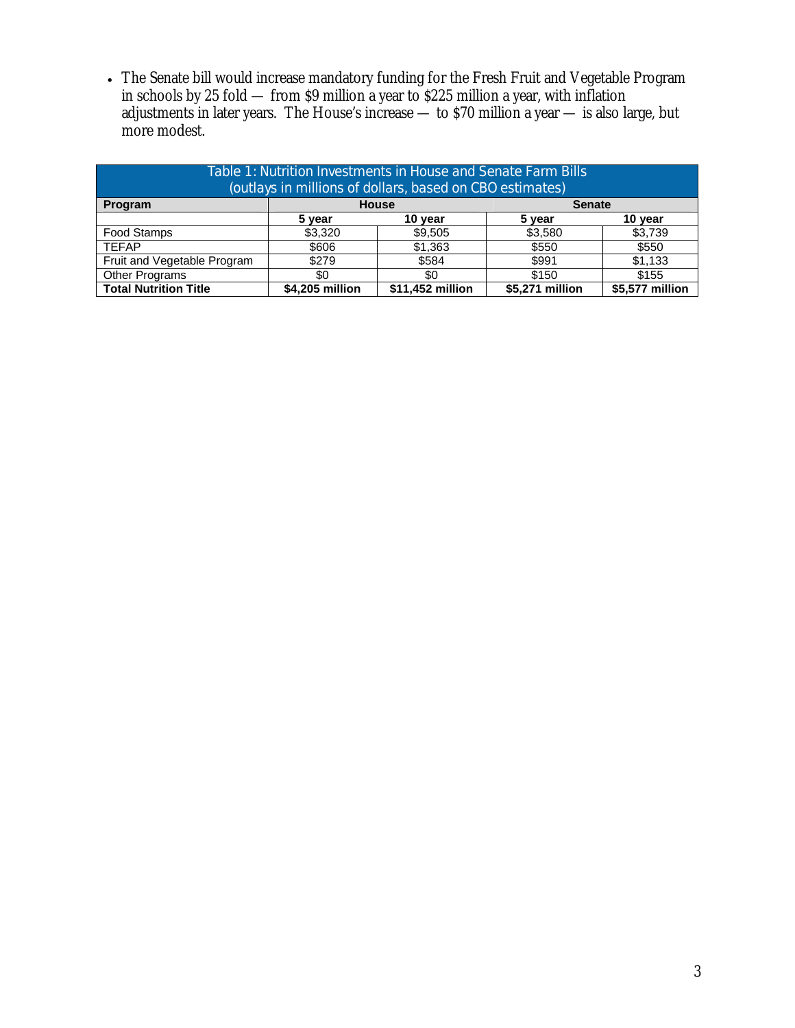- The Senate bill would increase mandatory funding for the Fresh Fruit and Vegetable Program in schools by 25 fold — from $9 million a year to $225 million a year, with inflation adjustments in later years. The House's increase — to $70 million a year — is also large, but more modest.

Table 1: Nutrition Investments in House and Senate Farm Bills
(outlays in millions of dollars, based on CBO estimates)

| Program | House | | Senate | |
|---|---|---|---|---|
| | 5 year | 10 year | 5 year | 10 year |
| Food Stamps | $3,320 | $9,505 | $3,580 | $3,739 |
| TEFAP | $606 | $1,363 | $550 | $550 |
| Fruit and Vegetable Program | $279 | $584 | $991 | $1,133 |
| Other Programs | $0 | $0 | $150 | $155 |
| **Total Nutrition Title** | **$4,205 million** | **$11,452 million** | **$5,271 million** | **$5,577 million** |